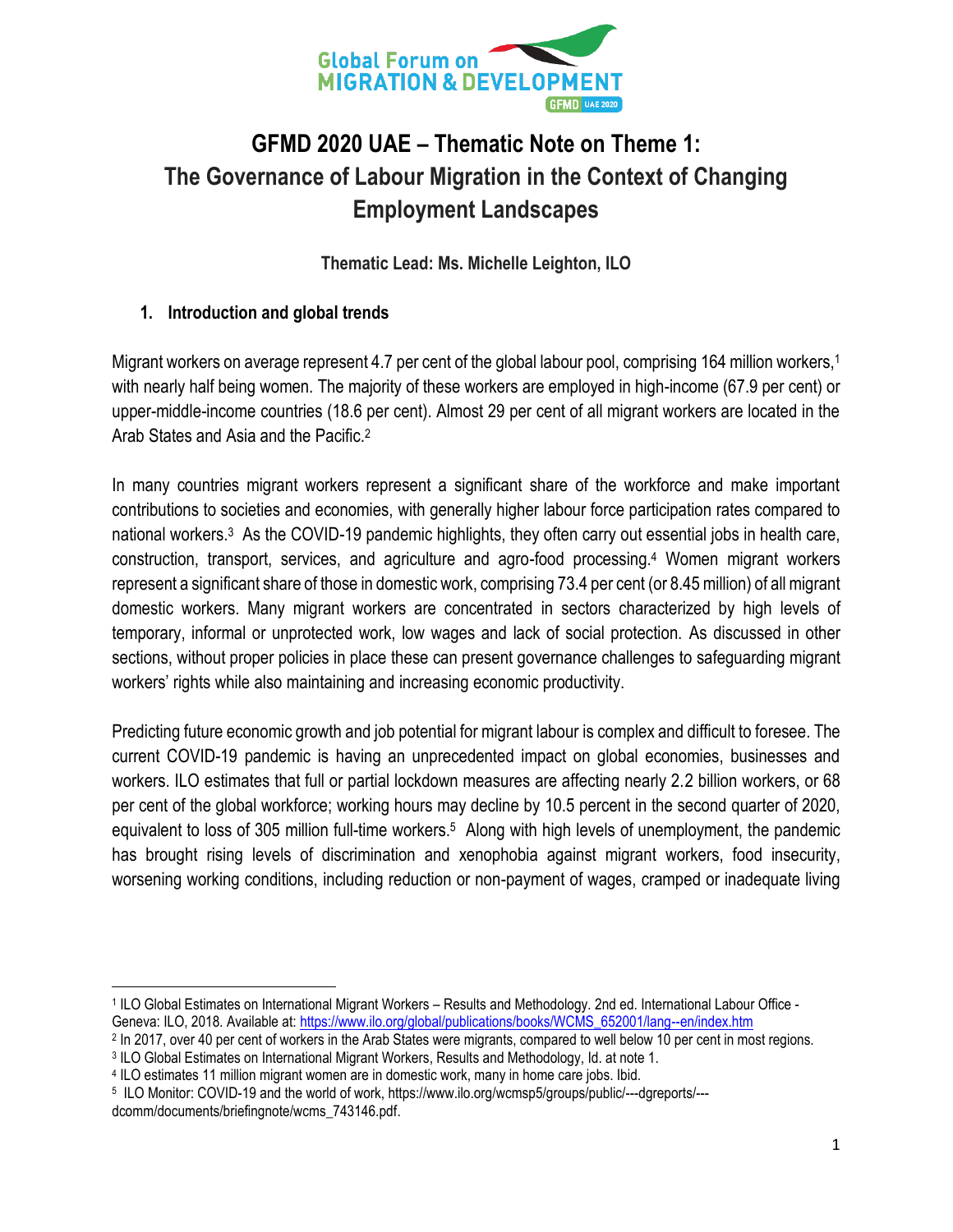# GFMD 2020 UAE – Thematic Note on Theme 1: The Governance of Labour Migration in the Context of Changing Employment Landscapes

**Thematic Lead: Ms. Michelle Leighton, ILO**

## 1. Introduction and global trends

Migrant workers on average represent 4.7 per cent of the global labour pool, comprising 164 million workers,[1] with nearly half being women. The majority of these workers are employed in high-income (67.9 per cent) or upper-middle-income countries (18.6 per cent). Almost 29 per cent of all migrant workers are located in the Arab States and Asia and the Pacific.[2]

In many countries migrant workers represent a significant share of the workforce and make important contributions to societies and economies, with generally higher labour force participation rates compared to national workers.[3] As the COVID-19 pandemic highlights, they often carry out essential jobs in health care, construction, transport, services, and agriculture and agro-food processing.[4] Women migrant workers represent a significant share of those in domestic work, comprising 73.4 per cent (or 8.45 million) of all migrant domestic workers. Many migrant workers are concentrated in sectors characterized by high levels of temporary, informal or unprotected work, low wages and lack of social protection. As discussed in other sections, without proper policies in place these can present governance challenges to safeguarding migrant workers' rights while also maintaining and increasing economic productivity.

Predicting future economic growth and job potential for migrant labour is complex and difficult to foresee. The current COVID-19 pandemic is having an unprecedented impact on global economies, businesses and workers. ILO estimates that full or partial lockdown measures are affecting nearly 2.2 billion workers, or 68 per cent of the global workforce; working hours may decline by 10.5 percent in the second quarter of 2020, equivalent to loss of 305 million full-time workers.[5] Along with high levels of unemployment, the pandemic has brought rising levels of discrimination and xenophobia against migrant workers, food insecurity, worsening working conditions, including reduction or non-payment of wages, cramped or inadequate living

---

[1] ILO Global Estimates on International Migrant Workers – Results and Methodology. 2nd ed. International Labour Office - Geneva: ILO, 2018. Available at: https://www.ilo.org/global/publications/books/WCMS_652001/lang--en/index.htm

[2] In 2017, over 40 per cent of workers in the Arab States were migrants, compared to well below 10 per cent in most regions.

[3] ILO Global Estimates on International Migrant Workers, Results and Methodology, Id. at note 1.

[4] ILO estimates 11 million migrant women are in domestic work, many in home care jobs. Ibid.

[5] ILO Monitor: COVID-19 and the world of work, https://www.ilo.org/wcmsp5/groups/public/---dgreports/---dcomm/documents/briefingnote/wcms_743146.pdf.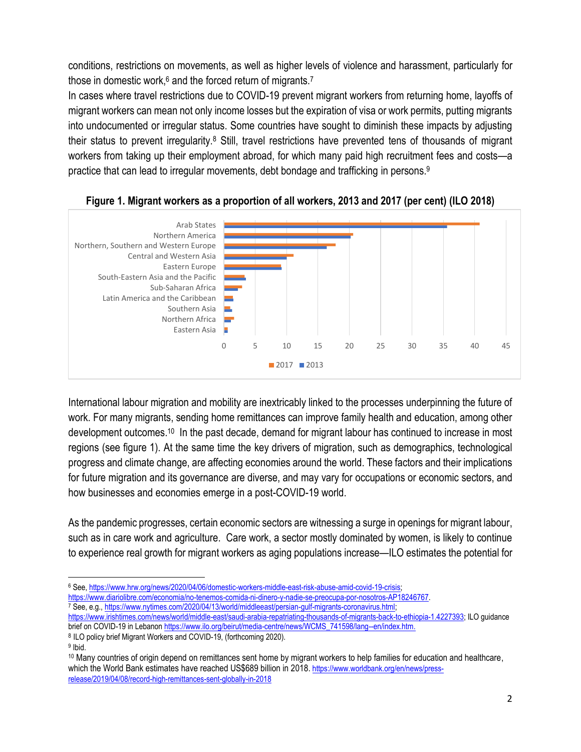conditions, restrictions on movements, as well as higher levels of violence and harassment, particularly for those in domestic work,[6] and the forced return of migrants.[7]

In cases where travel restrictions due to COVID-19 prevent migrant workers from returning home, layoffs of migrant workers can mean not only income losses but the expiration of visa or work permits, putting migrants into undocumented or irregular status. Some countries have sought to diminish these impacts by adjusting their status to prevent irregularity.[8] Still, travel restrictions have prevented tens of thousands of migrant workers from taking up their employment abroad, for which many paid high recruitment fees and costs—a practice that can lead to irregular movements, debt bondage and trafficking in persons.[9]

**Figure 1. Migrant workers as a proportion of all workers, 2013 and 2017 (per cent) (ILO 2018)**

International labour migration and mobility are inextricably linked to the processes underpinning the future of work. For many migrants, sending home remittances can improve family health and education, among other development outcomes.[10] In the past decade, demand for migrant labour has continued to increase in most regions (see figure 1). At the same time the key drivers of migration, such as demographics, technological progress and climate change, are affecting economies around the world. These factors and their implications for future migration and its governance are diverse, and may vary for occupations or economic sectors, and how businesses and economies emerge in a post-COVID-19 world.

As the pandemic progresses, certain economic sectors are witnessing a surge in openings for migrant labour, such as in care work and agriculture. Care work, a sector mostly dominated by women, is likely to continue to experience real growth for migrant workers as aging populations increase—ILO estimates the potential for

---

[6] See, https://www.hrw.org/news/2020/04/06/domestic-workers-middle-east-risk-abuse-amid-covid-19-crisis; https://www.diariolibre.com/economia/no-tenemos-comida-ni-dinero-y-nadie-se-preocupa-por-nosotros-AP18246767.

[7] See, e.g., https://www.nytimes.com/2020/04/13/world/middleeast/persian-gulf-migrants-coronavirus.html; https://www.irishtimes.com/news/world/middle-east/saudi-arabia-repatriating-thousands-of-migrants-back-to-ethiopia-1.4227393; ILO guidance brief on COVID-19 in Lebanon https://www.ilo.org/beirut/media-centre/news/WCMS_741598/lang--en/index.htm.

[8] ILO policy brief Migrant Workers and COVID-19, (forthcoming 2020).

[9] Ibid.

[10] Many countries of origin depend on remittances sent home by migrant workers to help families for education and healthcare, which the World Bank estimates have reached US$689 billion in 2018. https://www.worldbank.org/en/news/press-release/2019/04/08/record-high-remittances-sent-globally-in-2018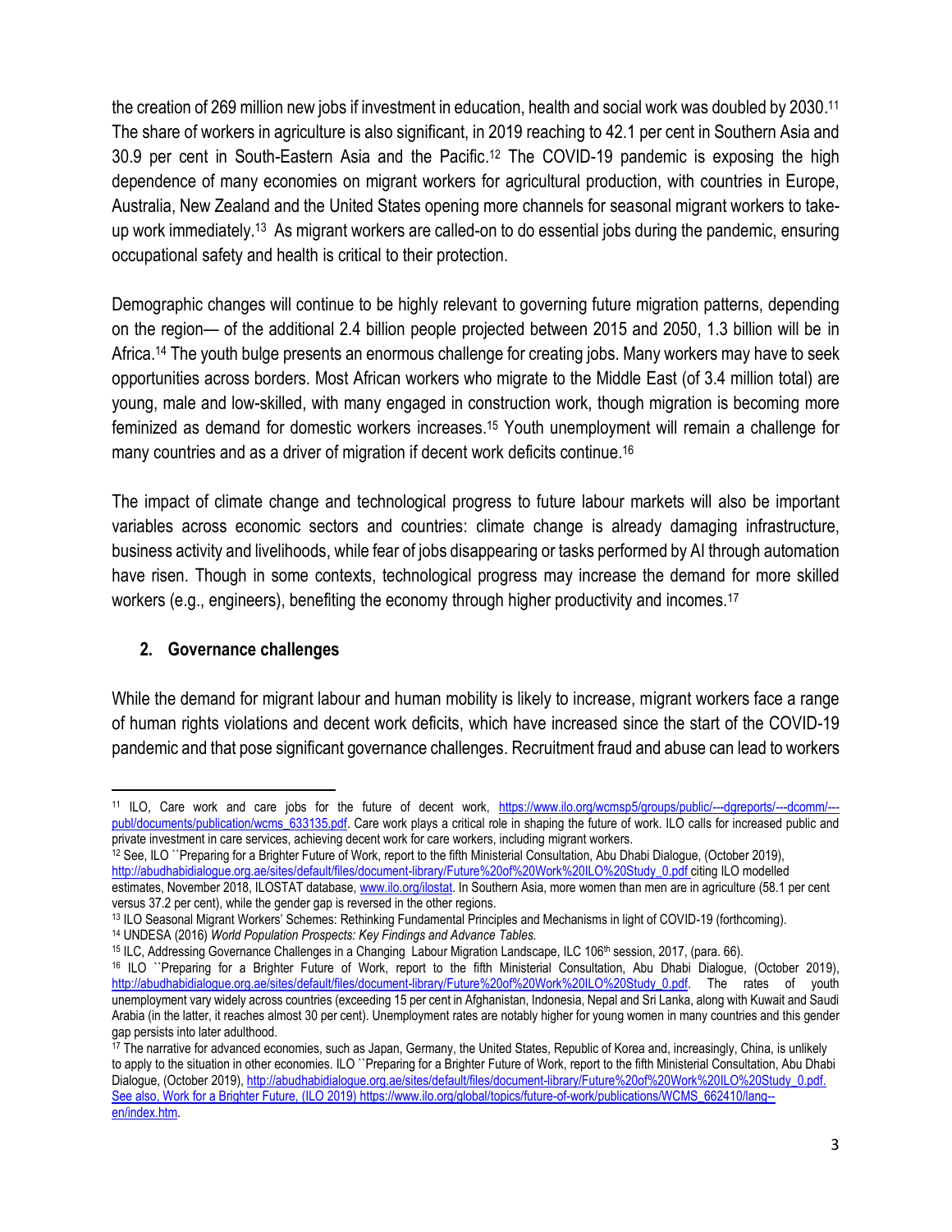the creation of 269 million new jobs if investment in education, health and social work was doubled by 2030.[11] The share of workers in agriculture is also significant, in 2019 reaching to 42.1 per cent in Southern Asia and 30.9 per cent in South-Eastern Asia and the Pacific.[12] The COVID-19 pandemic is exposing the high dependence of many economies on migrant workers for agricultural production, with countries in Europe, Australia, New Zealand and the United States opening more channels for seasonal migrant workers to take-up work immediately.[13] As migrant workers are called-on to do essential jobs during the pandemic, ensuring occupational safety and health is critical to their protection.

Demographic changes will continue to be highly relevant to governing future migration patterns, depending on the region— of the additional 2.4 billion people projected between 2015 and 2050, 1.3 billion will be in Africa.[14] The youth bulge presents an enormous challenge for creating jobs. Many workers may have to seek opportunities across borders. Most African workers who migrate to the Middle East (of 3.4 million total) are young, male and low-skilled, with many engaged in construction work, though migration is becoming more feminized as demand for domestic workers increases.[15] Youth unemployment will remain a challenge for many countries and as a driver of migration if decent work deficits continue.[16]

The impact of climate change and technological progress to future labour markets will also be important variables across economic sectors and countries: climate change is already damaging infrastructure, business activity and livelihoods, while fear of jobs disappearing or tasks performed by AI through automation have risen. Though in some contexts, technological progress may increase the demand for more skilled workers (e.g., engineers), benefiting the economy through higher productivity and incomes.[17]

## 2. Governance challenges

While the demand for migrant labour and human mobility is likely to increase, migrant workers face a range of human rights violations and decent work deficits, which have increased since the start of the COVID-19 pandemic and that pose significant governance challenges. Recruitment fraud and abuse can lead to workers

---

[11] ILO, Care work and care jobs for the future of decent work, https://www.ilo.org/wcmsp5/groups/public/---dgreports/---dcomm/---publ/documents/publication/wcms_633135.pdf. Care work plays a critical role in shaping the future of work. ILO calls for increased public and private investment in care services, achieving decent work for care workers, including migrant workers.

[12] See, ILO ``Preparing for a Brighter Future of Work, report to the fifth Ministerial Consultation, Abu Dhabi Dialogue, (October 2019), http://abudhabidialogue.org.ae/sites/default/files/document-library/Future%20of%20Work%20ILO%20Study_0.pdf citing ILO modelled estimates, November 2018, ILOSTAT database, www.ilo.org/ilostat. In Southern Asia, more women than men are in agriculture (58.1 per cent versus 37.2 per cent), while the gender gap is reversed in the other regions.

[13] ILO Seasonal Migrant Workers' Schemes: Rethinking Fundamental Principles and Mechanisms in light of COVID-19 (forthcoming).

[14] UNDESA (2016) *World Population Prospects: Key Findings and Advance Tables.*

[15] ILC, Addressing Governance Challenges in a Changing Labour Migration Landscape, ILC 106th session, 2017, (para. 66).

[16] ILO ``Preparing for a Brighter Future of Work, report to the fifth Ministerial Consultation, Abu Dhabi Dialogue, (October 2019), http://abudhabidialogue.org.ae/sites/default/files/document-library/Future%20of%20Work%20ILO%20Study_0.pdf. The rates of youth unemployment vary widely across countries (exceeding 15 per cent in Afghanistan, Indonesia, Nepal and Sri Lanka, along with Kuwait and Saudi Arabia (in the latter, it reaches almost 30 per cent). Unemployment rates are notably higher for young women in many countries and this gender gap persists into later adulthood.

[17] The narrative for advanced economies, such as Japan, Germany, the United States, Republic of Korea and, increasingly, China, is unlikely to apply to the situation in other economies. ILO ``Preparing for a Brighter Future of Work, report to the fifth Ministerial Consultation, Abu Dhabi Dialogue, (October 2019), http://abudhabidialogue.org.ae/sites/default/files/document-library/Future%20of%20Work%20ILO%20Study_0.pdf. See also, Work for a Brighter Future, (ILO 2019) https://www.ilo.org/global/topics/future-of-work/publications/WCMS_662410/lang--en/index.htm.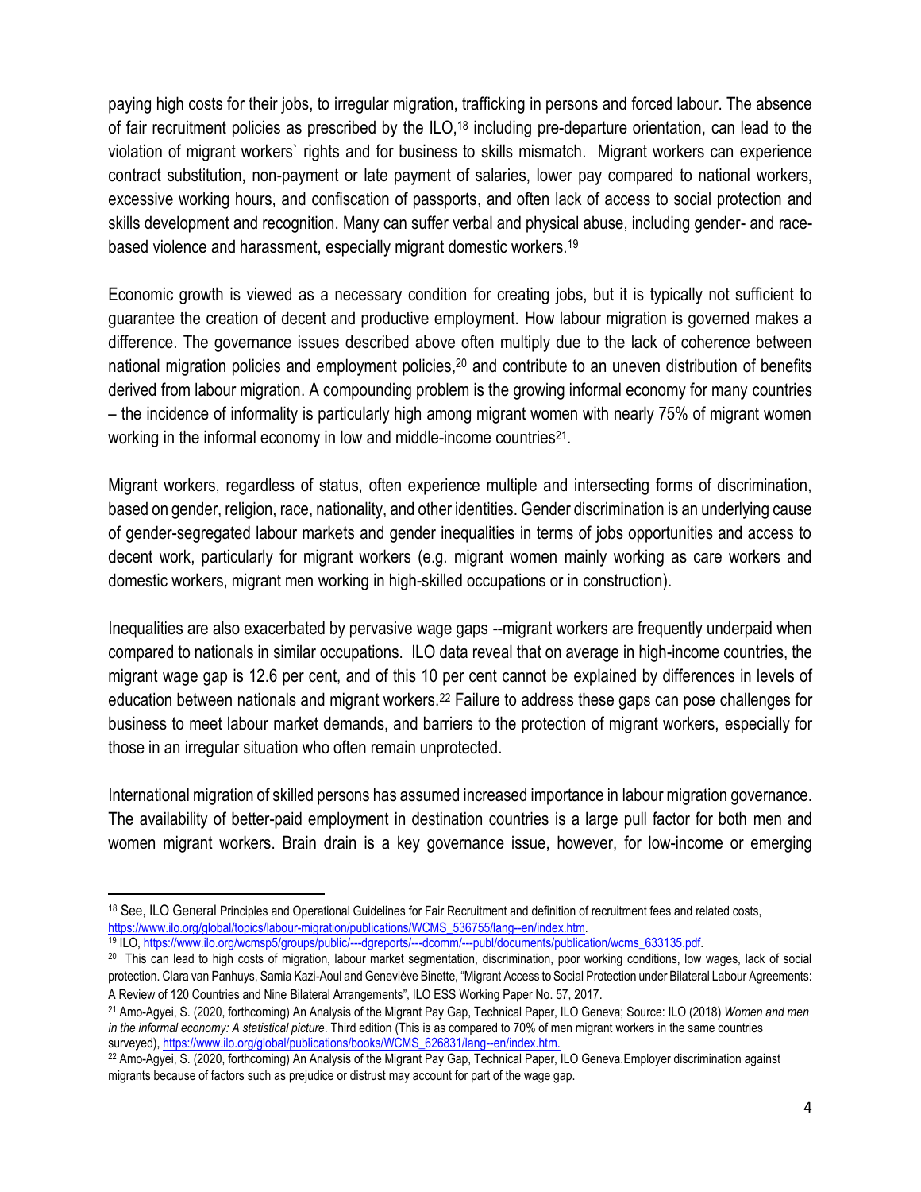paying high costs for their jobs, to irregular migration, trafficking in persons and forced labour. The absence of fair recruitment policies as prescribed by the ILO,[18] including pre-departure orientation, can lead to the violation of migrant workers` rights and for business to skills mismatch. Migrant workers can experience contract substitution, non-payment or late payment of salaries, lower pay compared to national workers, excessive working hours, and confiscation of passports, and often lack of access to social protection and skills development and recognition. Many can suffer verbal and physical abuse, including gender- and race-based violence and harassment, especially migrant domestic workers.[19]

Economic growth is viewed as a necessary condition for creating jobs, but it is typically not sufficient to guarantee the creation of decent and productive employment. How labour migration is governed makes a difference. The governance issues described above often multiply due to the lack of coherence between national migration policies and employment policies,[20] and contribute to an uneven distribution of benefits derived from labour migration. A compounding problem is the growing informal economy for many countries – the incidence of informality is particularly high among migrant women with nearly 75% of migrant women working in the informal economy in low and middle-income countries[21].

Migrant workers, regardless of status, often experience multiple and intersecting forms of discrimination, based on gender, religion, race, nationality, and other identities. Gender discrimination is an underlying cause of gender-segregated labour markets and gender inequalities in terms of jobs opportunities and access to decent work, particularly for migrant workers (e.g. migrant women mainly working as care workers and domestic workers, migrant men working in high-skilled occupations or in construction).

Inequalities are also exacerbated by pervasive wage gaps --migrant workers are frequently underpaid when compared to nationals in similar occupations. ILO data reveal that on average in high-income countries, the migrant wage gap is 12.6 per cent, and of this 10 per cent cannot be explained by differences in levels of education between nationals and migrant workers.[22] Failure to address these gaps can pose challenges for business to meet labour market demands, and barriers to the protection of migrant workers, especially for those in an irregular situation who often remain unprotected.

International migration of skilled persons has assumed increased importance in labour migration governance. The availability of better-paid employment in destination countries is a large pull factor for both men and women migrant workers. Brain drain is a key governance issue, however, for low-income or emerging

---

[18] See, ILO General Principles and Operational Guidelines for Fair Recruitment and definition of recruitment fees and related costs, https://www.ilo.org/global/topics/labour-migration/publications/WCMS_536755/lang--en/index.htm.

[19] ILO, https://www.ilo.org/wcmsp5/groups/public/---dgreports/---dcomm/---publ/documents/publication/wcms_633135.pdf.

[20] This can lead to high costs of migration, labour market segmentation, discrimination, poor working conditions, low wages, lack of social protection. Clara van Panhuys, Samia Kazi-Aoul and Geneviève Binette, "Migrant Access to Social Protection under Bilateral Labour Agreements: A Review of 120 Countries and Nine Bilateral Arrangements", ILO ESS Working Paper No. 57, 2017.

[21] Amo-Agyei, S. (2020, forthcoming) An Analysis of the Migrant Pay Gap, Technical Paper, ILO Geneva; Source: ILO (2018) *Women and men in the informal economy: A statistical picture*. Third edition (This is as compared to 70% of men migrant workers in the same countries surveyed), https://www.ilo.org/global/publications/books/WCMS_626831/lang--en/index.htm.

[22] Amo-Agyei, S. (2020, forthcoming) An Analysis of the Migrant Pay Gap, Technical Paper, ILO Geneva.Employer discrimination against migrants because of factors such as prejudice or distrust may account for part of the wage gap.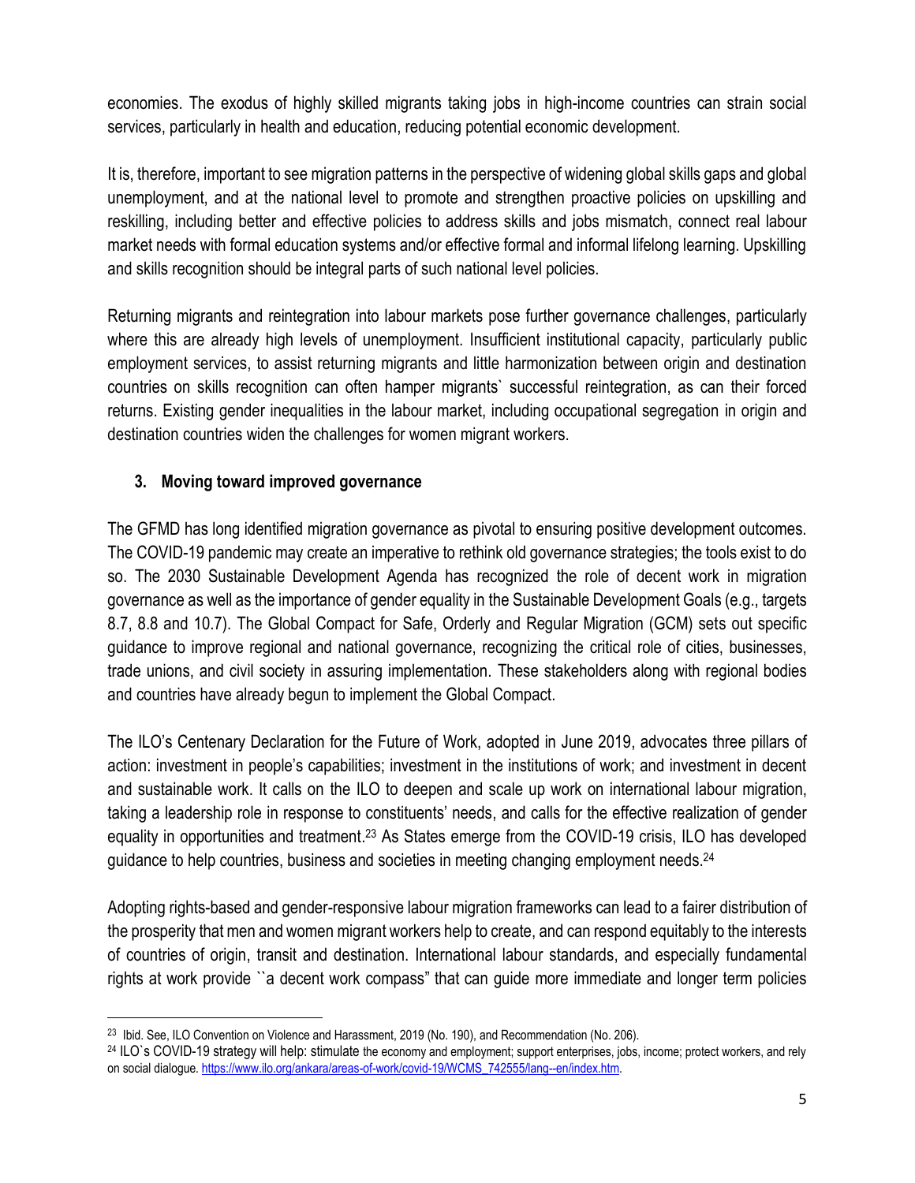economies. The exodus of highly skilled migrants taking jobs in high-income countries can strain social services, particularly in health and education, reducing potential economic development.

It is, therefore, important to see migration patterns in the perspective of widening global skills gaps and global unemployment, and at the national level to promote and strengthen proactive policies on upskilling and reskilling, including better and effective policies to address skills and jobs mismatch, connect real labour market needs with formal education systems and/or effective formal and informal lifelong learning. Upskilling and skills recognition should be integral parts of such national level policies.

Returning migrants and reintegration into labour markets pose further governance challenges, particularly where this are already high levels of unemployment. Insufficient institutional capacity, particularly public employment services, to assist returning migrants and little harmonization between origin and destination countries on skills recognition can often hamper migrants` successful reintegration, as can their forced returns. Existing gender inequalities in the labour market, including occupational segregation in origin and destination countries widen the challenges for women migrant workers.

## 3. Moving toward improved governance

The GFMD has long identified migration governance as pivotal to ensuring positive development outcomes. The COVID-19 pandemic may create an imperative to rethink old governance strategies; the tools exist to do so. The 2030 Sustainable Development Agenda has recognized the role of decent work in migration governance as well as the importance of gender equality in the Sustainable Development Goals (e.g., targets 8.7, 8.8 and 10.7). The Global Compact for Safe, Orderly and Regular Migration (GCM) sets out specific guidance to improve regional and national governance, recognizing the critical role of cities, businesses, trade unions, and civil society in assuring implementation. These stakeholders along with regional bodies and countries have already begun to implement the Global Compact.

The ILO's Centenary Declaration for the Future of Work, adopted in June 2019, advocates three pillars of action: investment in people's capabilities; investment in the institutions of work; and investment in decent and sustainable work. It calls on the ILO to deepen and scale up work on international labour migration, taking a leadership role in response to constituents' needs, and calls for the effective realization of gender equality in opportunities and treatment.[23] As States emerge from the COVID-19 crisis, ILO has developed guidance to help countries, business and societies in meeting changing employment needs.[24]

Adopting rights-based and gender-responsive labour migration frameworks can lead to a fairer distribution of the prosperity that men and women migrant workers help to create, and can respond equitably to the interests of countries of origin, transit and destination. International labour standards, and especially fundamental rights at work provide ``a decent work compass" that can guide more immediate and longer term policies

---

[23] Ibid. See, ILO Convention on Violence and Harassment, 2019 (No. 190), and Recommendation (No. 206).

[24] ILO`s COVID-19 strategy will help: stimulate the economy and employment; support enterprises, jobs, income; protect workers, and rely on social dialogue. https://www.ilo.org/ankara/areas-of-work/covid-19/WCMS_742555/lang--en/index.htm.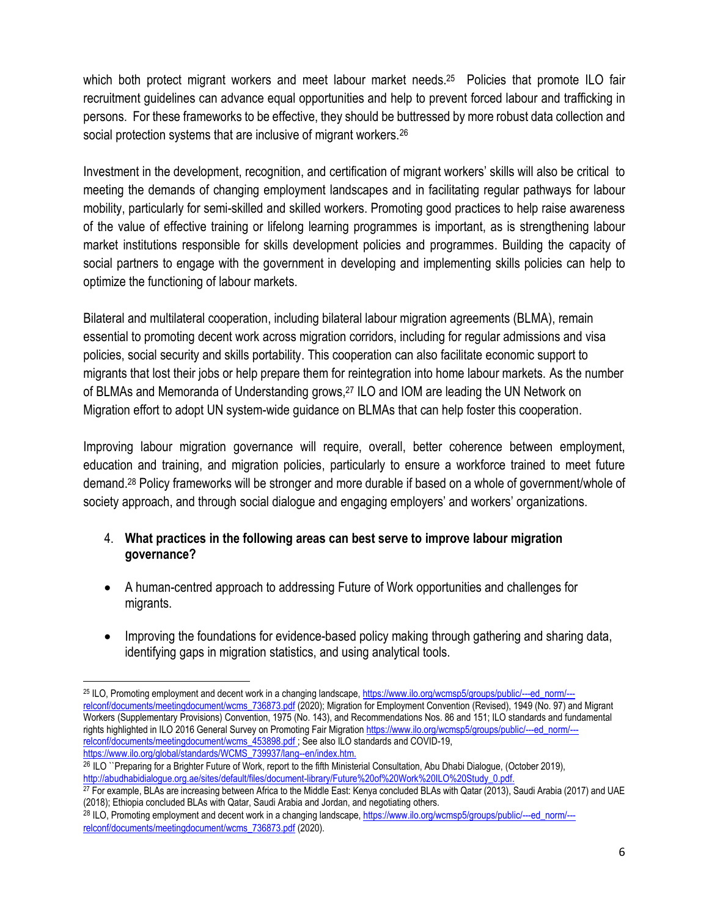which both protect migrant workers and meet labour market needs.[25] Policies that promote ILO fair recruitment guidelines can advance equal opportunities and help to prevent forced labour and trafficking in persons. For these frameworks to be effective, they should be buttressed by more robust data collection and social protection systems that are inclusive of migrant workers.[26]

Investment in the development, recognition, and certification of migrant workers' skills will also be critical to meeting the demands of changing employment landscapes and in facilitating regular pathways for labour mobility, particularly for semi-skilled and skilled workers. Promoting good practices to help raise awareness of the value of effective training or lifelong learning programmes is important, as is strengthening labour market institutions responsible for skills development policies and programmes. Building the capacity of social partners to engage with the government in developing and implementing skills policies can help to optimize the functioning of labour markets.

Bilateral and multilateral cooperation, including bilateral labour migration agreements (BLMA), remain essential to promoting decent work across migration corridors, including for regular admissions and visa policies, social security and skills portability. This cooperation can also facilitate economic support to migrants that lost their jobs or help prepare them for reintegration into home labour markets. As the number of BLMAs and Memoranda of Understanding grows,[27] ILO and IOM are leading the UN Network on Migration effort to adopt UN system-wide guidance on BLMAs that can help foster this cooperation.

Improving labour migration governance will require, overall, better coherence between employment, education and training, and migration policies, particularly to ensure a workforce trained to meet future demand.[28] Policy frameworks will be stronger and more durable if based on a whole of government/whole of society approach, and through social dialogue and engaging employers' and workers' organizations.

4. **What practices in the following areas can best serve to improve labour migration governance?**

- A human-centred approach to addressing Future of Work opportunities and challenges for migrants.
- Improving the foundations for evidence-based policy making through gathering and sharing data, identifying gaps in migration statistics, and using analytical tools.

---

[25] ILO, Promoting employment and decent work in a changing landscape, https://www.ilo.org/wcmsp5/groups/public/---ed_norm/---relconf/documents/meetingdocument/wcms_736873.pdf (2020); Migration for Employment Convention (Revised), 1949 (No. 97) and Migrant Workers (Supplementary Provisions) Convention, 1975 (No. 143), and Recommendations Nos. 86 and 151; ILO standards and fundamental rights highlighted in ILO 2016 General Survey on Promoting Fair Migration https://www.ilo.org/wcmsp5/groups/public/---ed_norm/---relconf/documents/meetingdocument/wcms_453898.pdf ; See also ILO standards and COVID-19, https://www.ilo.org/global/standards/WCMS_739937/lang--en/index.htm.

[26] ILO ``Preparing for a Brighter Future of Work, report to the fifth Ministerial Consultation, Abu Dhabi Dialogue, (October 2019), http://abudhabidialogue.org.ae/sites/default/files/document-library/Future%20of%20Work%20ILO%20Study_0.pdf.

[27] For example, BLAs are increasing between Africa to the Middle East: Kenya concluded BLAs with Qatar (2013), Saudi Arabia (2017) and UAE (2018); Ethiopia concluded BLAs with Qatar, Saudi Arabia and Jordan, and negotiating others.

[28] ILO, Promoting employment and decent work in a changing landscape, https://www.ilo.org/wcmsp5/groups/public/---ed_norm/---relconf/documents/meetingdocument/wcms_736873.pdf (2020).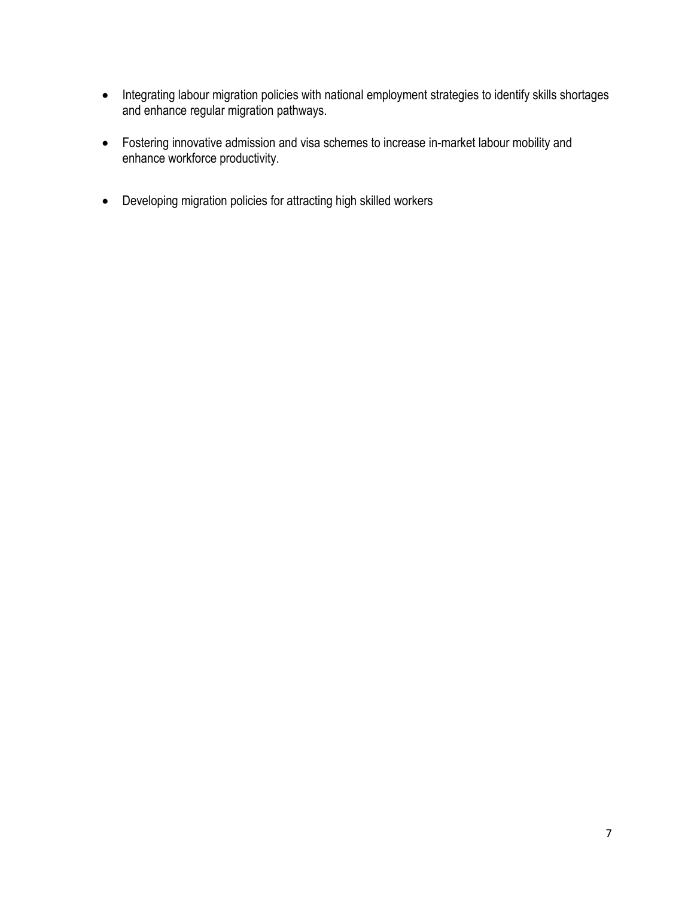- Integrating labour migration policies with national employment strategies to identify skills shortages and enhance regular migration pathways.

- Fostering innovative admission and visa schemes to increase in-market labour mobility and enhance workforce productivity.

- Developing migration policies for attracting high skilled workers